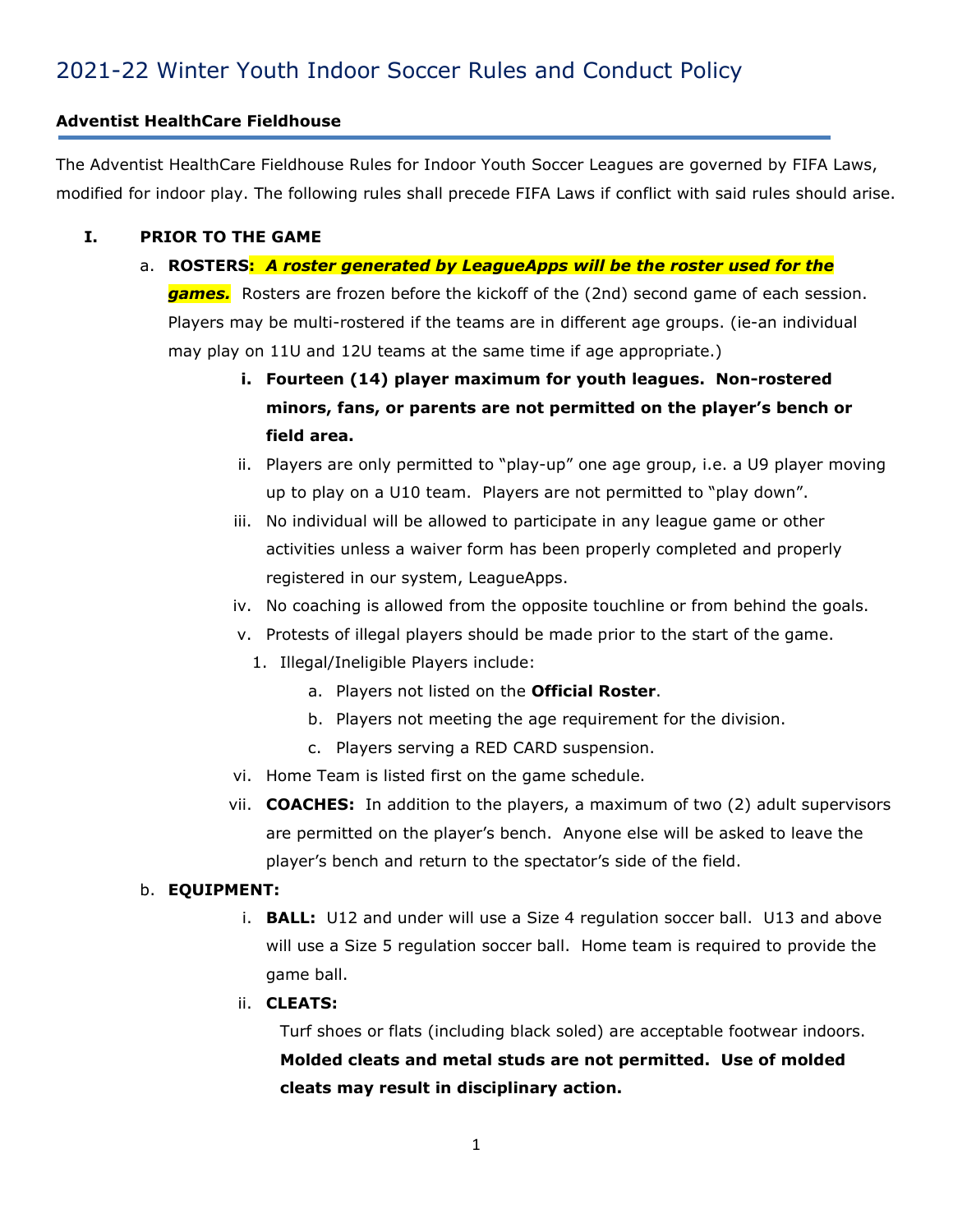# 2021-22 Winter Youth Indoor Soccer Rules and Conduct Policy

**Adventist HealthCare Fieldhouse**

The Adventist HealthCare Fieldhouse Rules for Indoor Youth Soccer Leagues are governed by FIFA Laws, modified for indoor play. The following rules shall precede FIFA Laws if conflict with said rules should arise.

## I. PRIOR TO THE GAME

a. **ROSTERS:** ***A roster generated by LeagueApps will be the roster used for the games.*** Rosters are frozen before the kickoff of the (2nd) second game of each session. Players may be multi-rostered if the teams are in different age groups. (ie-an individual may play on 11U and 12U teams at the same time if age appropriate.)

   i. **Fourteen (14) player maximum for youth leagues. Non-rostered minors, fans, or parents are not permitted on the player's bench or field area.**

   ii. Players are only permitted to "play-up" one age group, i.e. a U9 player moving up to play on a U10 team. Players are not permitted to "play down".

   iii. No individual will be allowed to participate in any league game or other activities unless a waiver form has been properly completed and properly registered in our system, LeagueApps.

   iv. No coaching is allowed from the opposite touchline or from behind the goals.

   v. Protests of illegal players should be made prior to the start of the game.

      1. Illegal/Ineligible Players include:

         a. Players not listed on the **Official Roster**.

         b. Players not meeting the age requirement for the division.

         c. Players serving a RED CARD suspension.

   vi. Home Team is listed first on the game schedule.

   vii. **COACHES:** In addition to the players, a maximum of two (2) adult supervisors are permitted on the player's bench. Anyone else will be asked to leave the player's bench and return to the spectator's side of the field.

b. **EQUIPMENT:**

   i. **BALL:** U12 and under will use a Size 4 regulation soccer ball. U13 and above will use a Size 5 regulation soccer ball. Home team is required to provide the game ball.

   ii. **CLEATS:**

      Turf shoes or flats (including black soled) are acceptable footwear indoors. **Molded cleats and metal studs are not permitted. Use of molded cleats may result in disciplinary action.**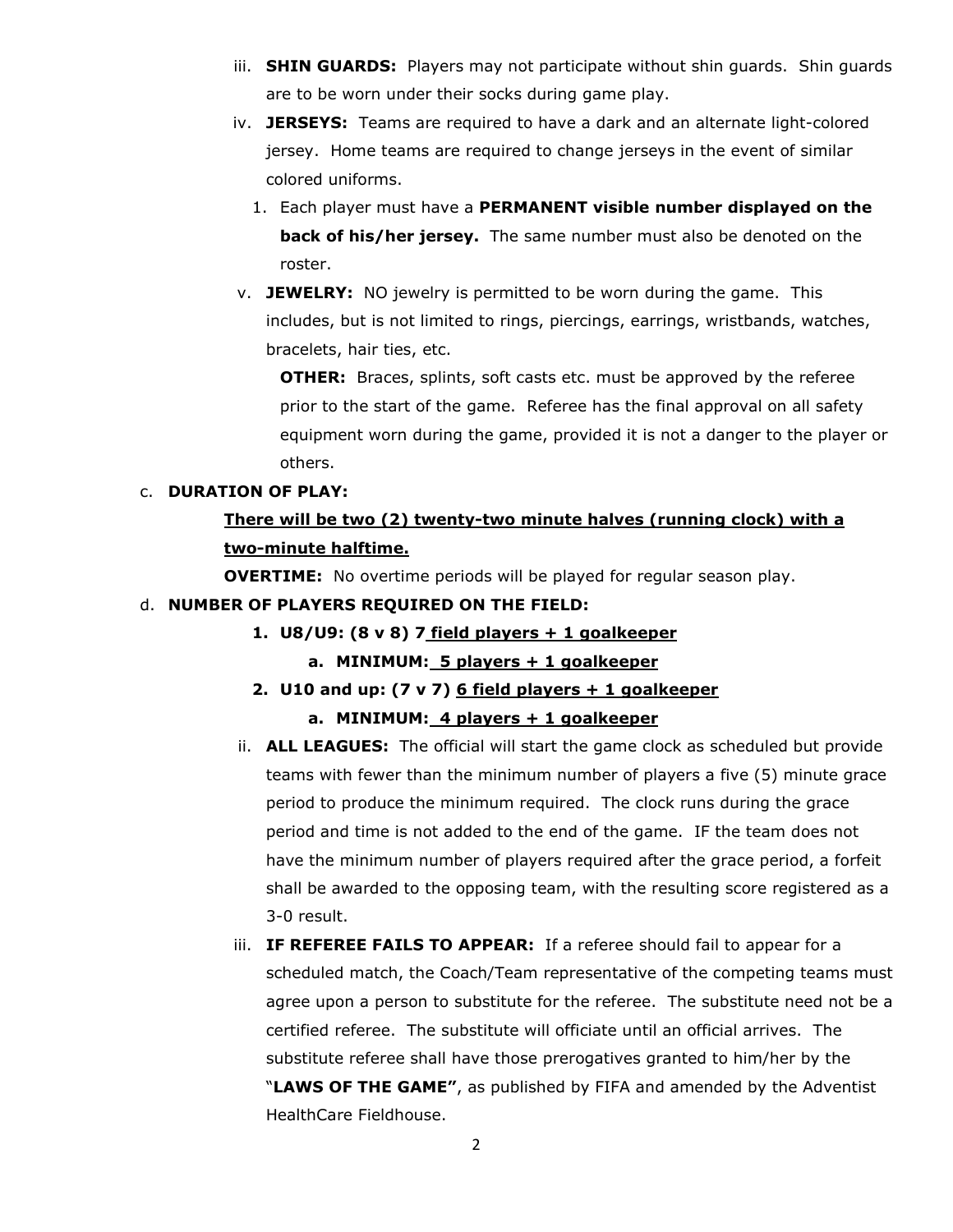iii. **SHIN GUARDS:** Players may not participate without shin guards. Shin guards are to be worn under their socks during game play.

iv. **JERSEYS:** Teams are required to have a dark and an alternate light-colored jersey. Home teams are required to change jerseys in the event of similar colored uniforms.

1. Each player must have a **PERMANENT visible number displayed on the back of his/her jersey.** The same number must also be denoted on the roster.

v. **JEWELRY:** NO jewelry is permitted to be worn during the game. This includes, but is not limited to rings, piercings, earrings, wristbands, watches, bracelets, hair ties, etc.

**OTHER:** Braces, splints, soft casts etc. must be approved by the referee prior to the start of the game. Referee has the final approval on all safety equipment worn during the game, provided it is not a danger to the player or others.

c. **DURATION OF PLAY:**

**There will be two (2) twenty-two minute halves (running clock) with a two-minute halftime.**

**OVERTIME:** No overtime periods will be played for regular season play.

d. **NUMBER OF PLAYERS REQUIRED ON THE FIELD:**

1. **U8/U9: (8 v 8) 7 field players + 1 goalkeeper**
   a. **MINIMUM: 5 players + 1 goalkeeper**
2. **U10 and up: (7 v 7) 6 field players + 1 goalkeeper**
   a. **MINIMUM: 4 players + 1 goalkeeper**

ii. **ALL LEAGUES:** The official will start the game clock as scheduled but provide teams with fewer than the minimum number of players a five (5) minute grace period to produce the minimum required. The clock runs during the grace period and time is not added to the end of the game. IF the team does not have the minimum number of players required after the grace period, a forfeit shall be awarded to the opposing team, with the resulting score registered as a 3-0 result.

iii. **IF REFEREE FAILS TO APPEAR:** If a referee should fail to appear for a scheduled match, the Coach/Team representative of the competing teams must agree upon a person to substitute for the referee. The substitute need not be a certified referee. The substitute will officiate until an official arrives. The substitute referee shall have those prerogatives granted to him/her by the "**LAWS OF THE GAME"**, as published by FIFA and amended by the Adventist HealthCare Fieldhouse.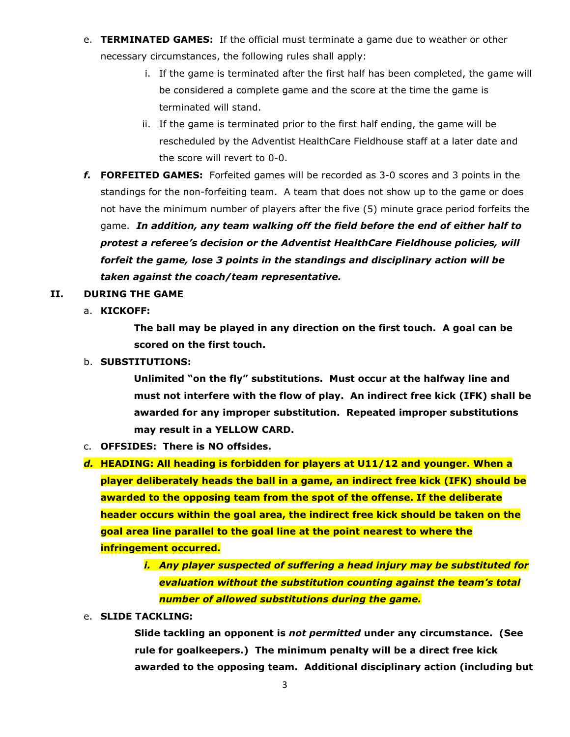e. **TERMINATED GAMES:** If the official must terminate a game due to weather or other necessary circumstances, the following rules shall apply:

   i. If the game is terminated after the first half has been completed, the game will be considered a complete game and the score at the time the game is terminated will stand.

   ii. If the game is terminated prior to the first half ending, the game will be rescheduled by the Adventist HealthCare Fieldhouse staff at a later date and the score will revert to 0-0.

***f.*** **FORFEITED GAMES:** Forfeited games will be recorded as 3-0 scores and 3 points in the standings for the non-forfeiting team. A team that does not show up to the game or does not have the minimum number of players after the five (5) minute grace period forfeits the game. ***In addition, any team walking off the field before the end of either half to protest a referee's decision or the Adventist HealthCare Fieldhouse policies, will forfeit the game, lose 3 points in the standings and disciplinary action will be taken against the coach/team representative.***

## II. DURING THE GAME

a. **KICKOFF:**

**The ball may be played in any direction on the first touch. A goal can be scored on the first touch.**

b. **SUBSTITUTIONS:**

**Unlimited "on the fly" substitutions. Must occur at the halfway line and must not interfere with the flow of play. An indirect free kick (IFK) shall be awarded for any improper substitution. Repeated improper substitutions may result in a YELLOW CARD.**

c. **OFFSIDES: There is NO offsides.**

***d.*** **HEADING: All heading is forbidden for players at U11/12 and younger. When a player deliberately heads the ball in a game, an indirect free kick (IFK) should be awarded to the opposing team from the spot of the offense. If the deliberate header occurs within the goal area, the indirect free kick should be taken on the goal area line parallel to the goal line at the point nearest to where the infringement occurred.**

   ***i. Any player suspected of suffering a head injury may be substituted for evaluation without the substitution counting against the team's total number of allowed substitutions during the game.***

e. **SLIDE TACKLING:**

**Slide tackling an opponent is *not permitted* under any circumstance. (See rule for goalkeepers.) The minimum penalty will be a direct free kick awarded to the opposing team. Additional disciplinary action (including but**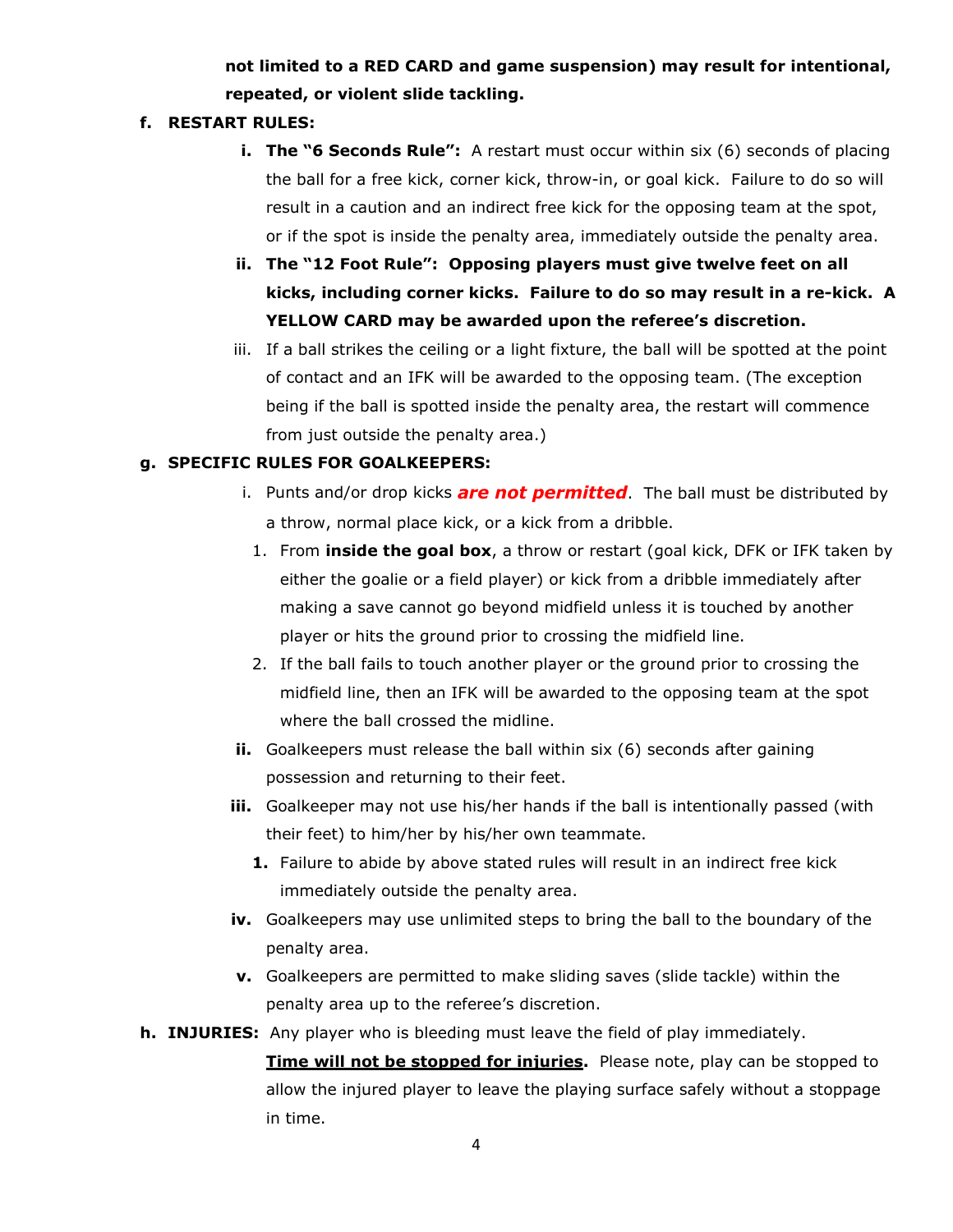**not limited to a RED CARD and game suspension) may result for intentional, repeated, or violent slide tackling.**

**f. RESTART RULES:**

- **i. The "6 Seconds Rule":** A restart must occur within six (6) seconds of placing the ball for a free kick, corner kick, throw-in, or goal kick. Failure to do so will result in a caution and an indirect free kick for the opposing team at the spot, or if the spot is inside the penalty area, immediately outside the penalty area.
- **ii. The "12 Foot Rule": Opposing players must give twelve feet on all kicks, including corner kicks. Failure to do so may result in a re-kick. A YELLOW CARD may be awarded upon the referee's discretion.**
- iii. If a ball strikes the ceiling or a light fixture, the ball will be spotted at the point of contact and an IFK will be awarded to the opposing team. (The exception being if the ball is spotted inside the penalty area, the restart will commence from just outside the penalty area.)

**g. SPECIFIC RULES FOR GOALKEEPERS:**

- i. Punts and/or drop kicks ***are not permitted***. The ball must be distributed by a throw, normal place kick, or a kick from a dribble.
  1. From **inside the goal box**, a throw or restart (goal kick, DFK or IFK taken by either the goalie or a field player) or kick from a dribble immediately after making a save cannot go beyond midfield unless it is touched by another player or hits the ground prior to crossing the midfield line.
  2. If the ball fails to touch another player or the ground prior to crossing the midfield line, then an IFK will be awarded to the opposing team at the spot where the ball crossed the midline.
- **ii.** Goalkeepers must release the ball within six (6) seconds after gaining possession and returning to their feet.
- **iii.** Goalkeeper may not use his/her hands if the ball is intentionally passed (with their feet) to him/her by his/her own teammate.
  **1.** Failure to abide by above stated rules will result in an indirect free kick immediately outside the penalty area.
- **iv.** Goalkeepers may use unlimited steps to bring the ball to the boundary of the penalty area.
- **v.** Goalkeepers are permitted to make sliding saves (slide tackle) within the penalty area up to the referee's discretion.

**h. INJURIES:** Any player who is bleeding must leave the field of play immediately. **Time will not be stopped for injuries.** Please note, play can be stopped to allow the injured player to leave the playing surface safely without a stoppage in time.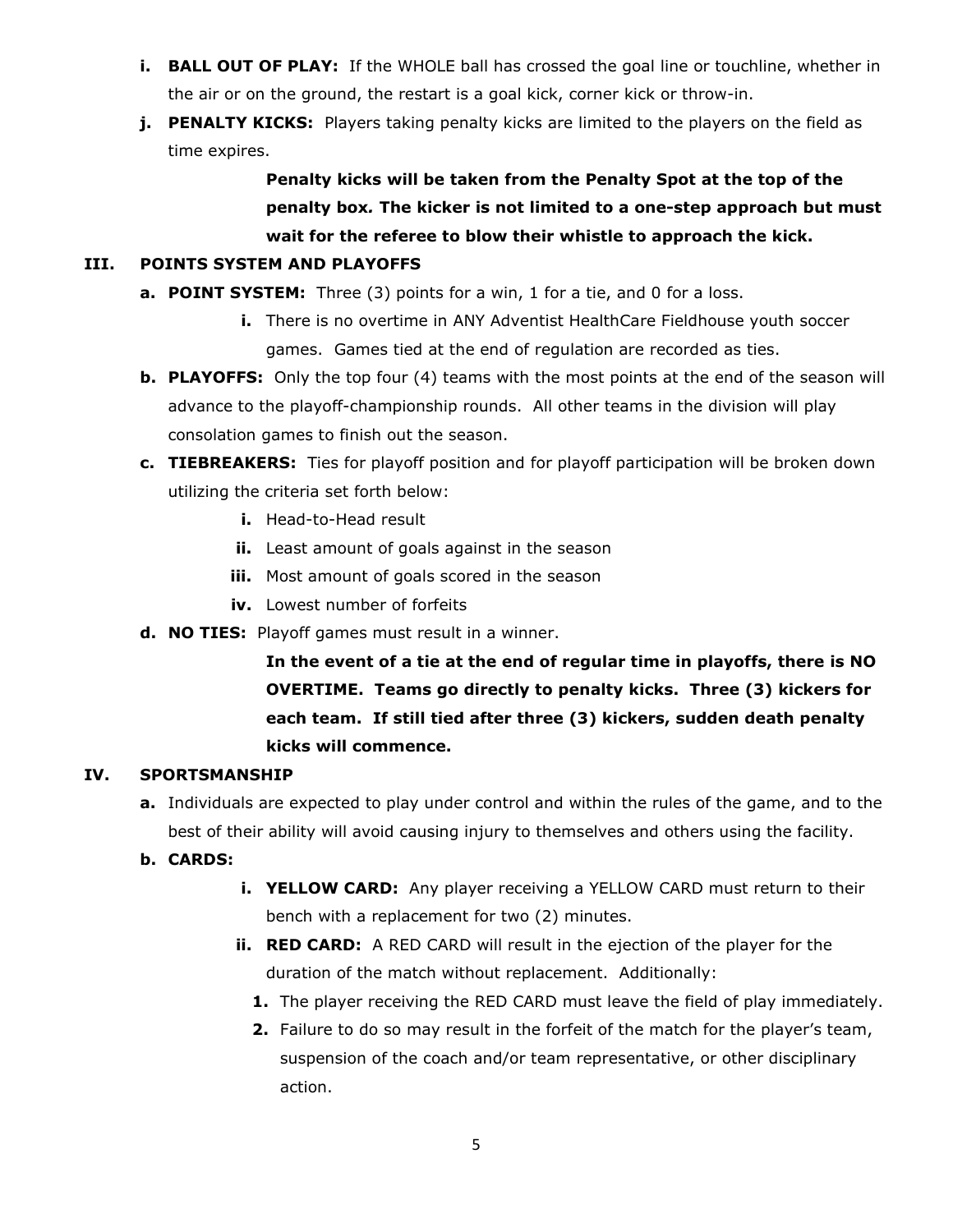- **i. BALL OUT OF PLAY:** If the WHOLE ball has crossed the goal line or touchline, whether in the air or on the ground, the restart is a goal kick, corner kick or throw-in.
- **j. PENALTY KICKS:** Players taking penalty kicks are limited to the players on the field as time expires.

  **Penalty kicks will be taken from the Penalty Spot at the top of the penalty box. The kicker is not limited to a one-step approach but must wait for the referee to blow their whistle to approach the kick.**

## III. POINTS SYSTEM AND PLAYOFFS

- **a. POINT SYSTEM:** Three (3) points for a win, 1 for a tie, and 0 for a loss.
  - **i.** There is no overtime in ANY Adventist HealthCare Fieldhouse youth soccer games. Games tied at the end of regulation are recorded as ties.
- **b. PLAYOFFS:** Only the top four (4) teams with the most points at the end of the season will advance to the playoff-championship rounds. All other teams in the division will play consolation games to finish out the season.
- **c. TIEBREAKERS:** Ties for playoff position and for playoff participation will be broken down utilizing the criteria set forth below:
  - **i.** Head-to-Head result
  - **ii.** Least amount of goals against in the season
  - **iii.** Most amount of goals scored in the season
  - **iv.** Lowest number of forfeits
- **d. NO TIES:** Playoff games must result in a winner.

  **In the event of a tie at the end of regular time in playoffs, there is NO OVERTIME. Teams go directly to penalty kicks. Three (3) kickers for each team. If still tied after three (3) kickers, sudden death penalty kicks will commence.**

## IV. SPORTSMANSHIP

- **a.** Individuals are expected to play under control and within the rules of the game, and to the best of their ability will avoid causing injury to themselves and others using the facility.
- **b. CARDS:**
  - **i. YELLOW CARD:** Any player receiving a YELLOW CARD must return to their bench with a replacement for two (2) minutes.
  - **ii. RED CARD:** A RED CARD will result in the ejection of the player for the duration of the match without replacement. Additionally:
    1. The player receiving the RED CARD must leave the field of play immediately.
    2. Failure to do so may result in the forfeit of the match for the player's team, suspension of the coach and/or team representative, or other disciplinary action.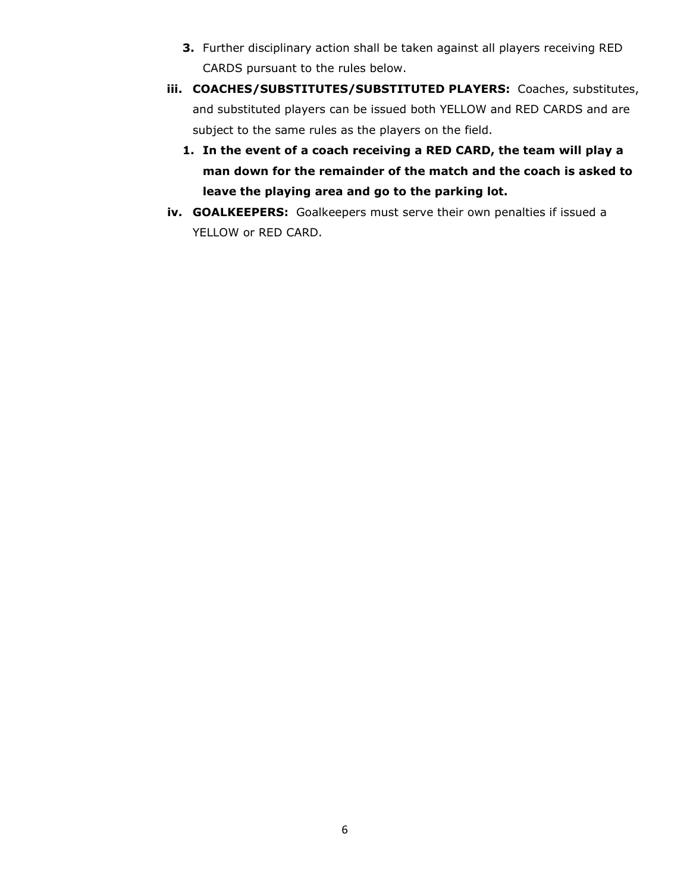3. Further disciplinary action shall be taken against all players receiving RED CARDS pursuant to the rules below.

iii. **COACHES/SUBSTITUTES/SUBSTITUTED PLAYERS:** Coaches, substitutes, and substituted players can be issued both YELLOW and RED CARDS and are subject to the same rules as the players on the field.

   1. **In the event of a coach receiving a RED CARD, the team will play a man down for the remainder of the match and the coach is asked to leave the playing area and go to the parking lot.**

iv. **GOALKEEPERS:** Goalkeepers must serve their own penalties if issued a YELLOW or RED CARD.